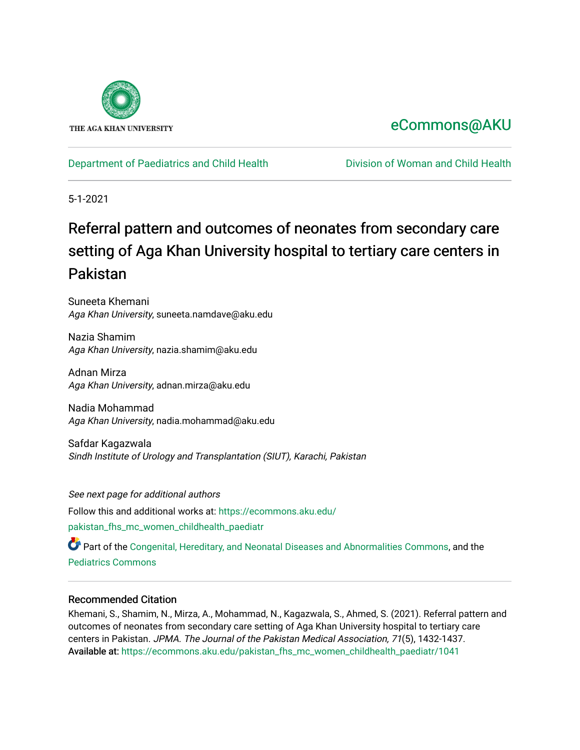THE AGA KHAN UNIVERSITY

eCommons@AKU

Department of Paediatrics and Child Health | Division of Woman and Child Health

5-1-2021

# Referral pattern and outcomes of neonates from secondary care setting of Aga Khan University hospital to tertiary care centers in Pakistan

Suneeta Khemani
*Aga Khan University*, suneeta.namdave@aku.edu

Nazia Shamim
*Aga Khan University*, nazia.shamim@aku.edu

Adnan Mirza
*Aga Khan University*, adnan.mirza@aku.edu

Nadia Mohammad
*Aga Khan University*, nadia.mohammad@aku.edu

Safdar Kagazwala
*Sindh Institute of Urology and Transplantation (SIUT), Karachi, Pakistan*

*See next page for additional authors*

Follow this and additional works at: https://ecommons.aku.edu/pakistan_fhs_mc_women_childhealth_paediatr

Part of the Congenital, Hereditary, and Neonatal Diseases and Abnormalities Commons, and the Pediatrics Commons

## Recommended Citation

Khemani, S., Shamim, N., Mirza, A., Mohammad, N., Kagazwala, S., Ahmed, S. (2021). Referral pattern and outcomes of neonates from secondary care setting of Aga Khan University hospital to tertiary care centers in Pakistan. *JPMA. The Journal of the Pakistan Medical Association, 71*(5), 1432-1437.
Available at: https://ecommons.aku.edu/pakistan_fhs_mc_women_childhealth_paediatr/1041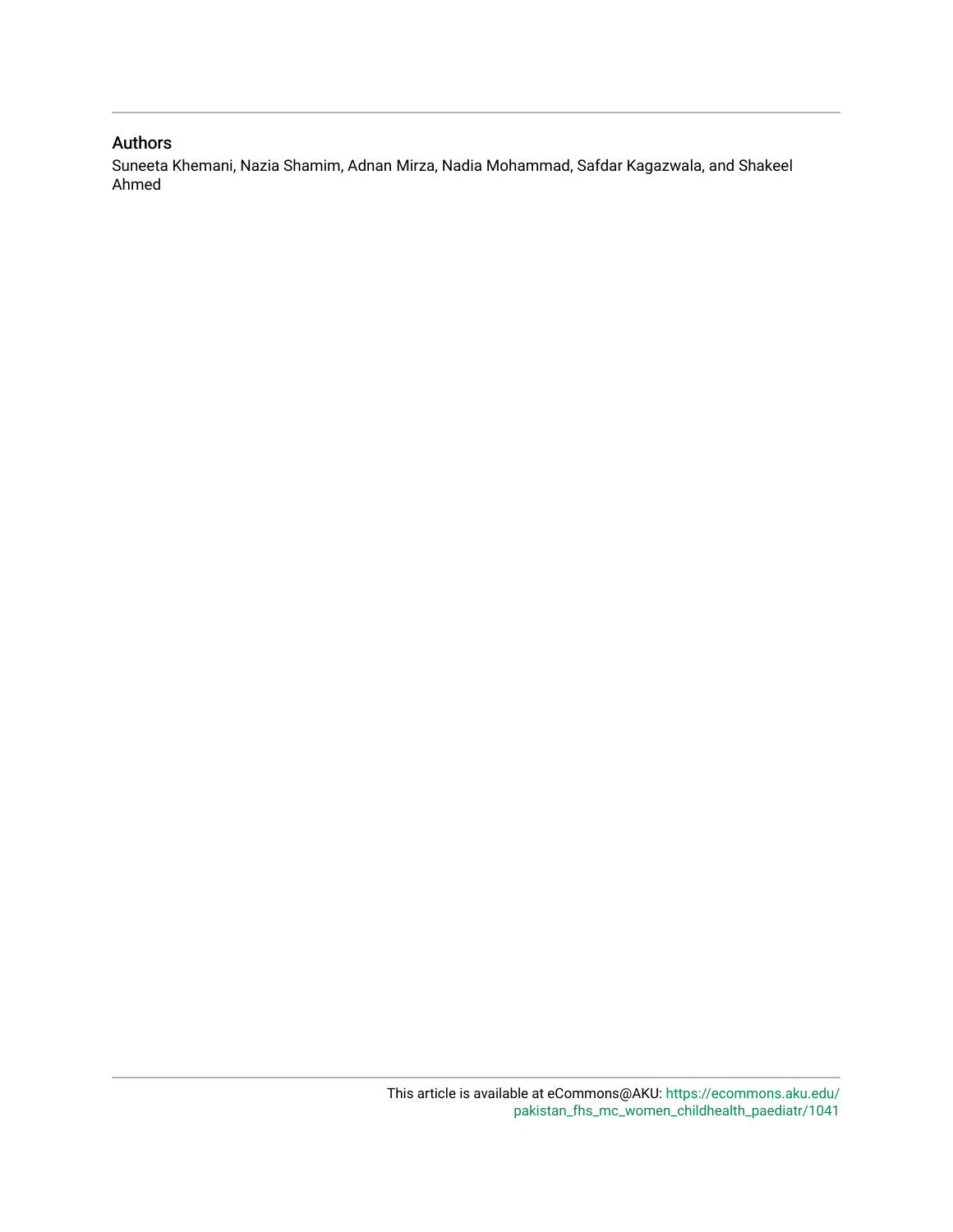## Authors

Suneeta Khemani, Nazia Shamim, Adnan Mirza, Nadia Mohammad, Safdar Kagazwala, and Shakeel Ahmed

This article is available at eCommons@AKU: https://ecommons.aku.edu/pakistan_fhs_mc_women_childhealth_paediatr/1041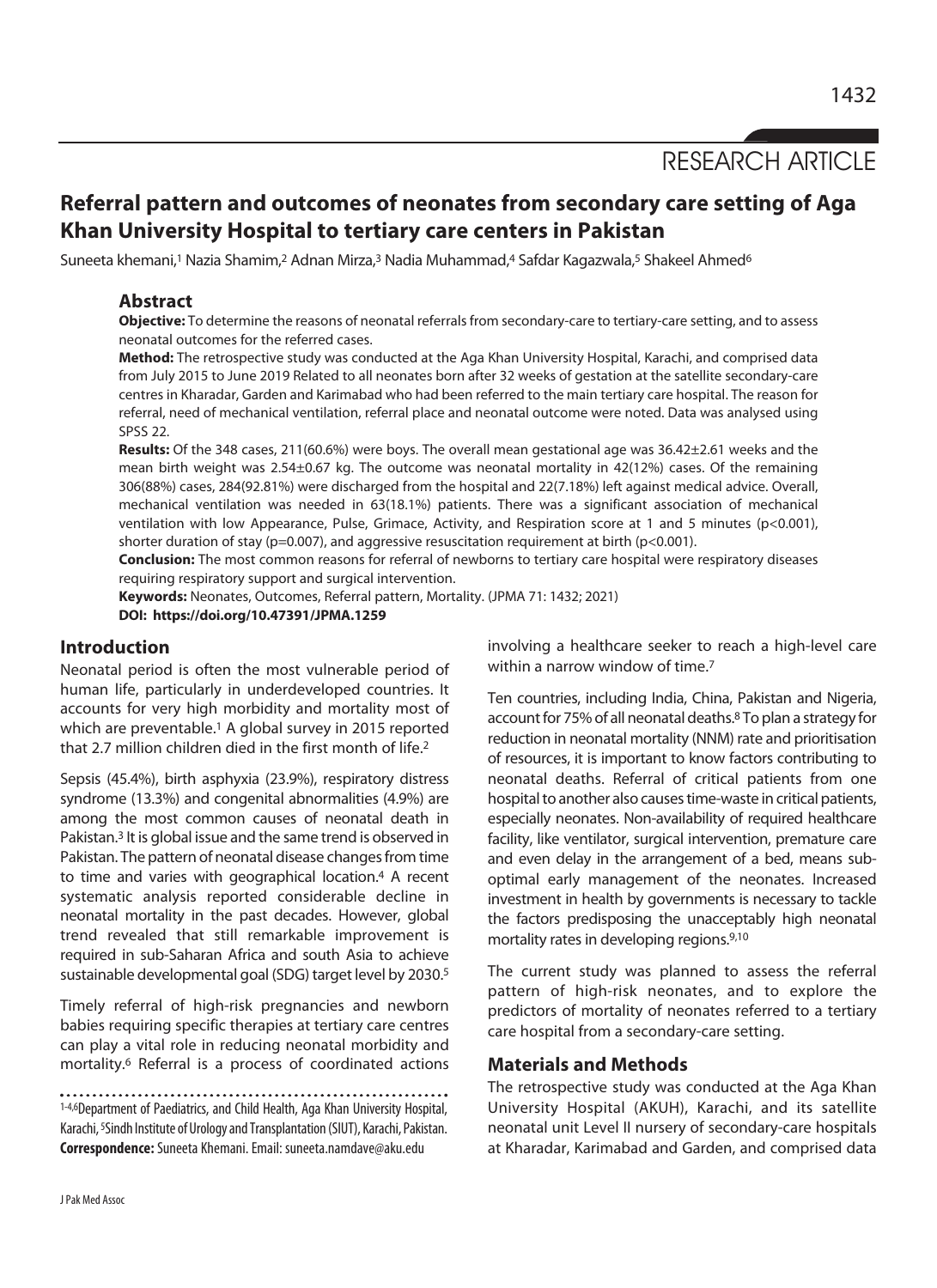RESEARCH ARTICLE

# Referral pattern and outcomes of neonates from secondary care setting of Aga Khan University Hospital to tertiary care centers in Pakistan

Suneeta khemani,[1] Nazia Shamim,[2] Adnan Mirza,[3] Nadia Muhammad,[4] Safdar Kagazwala,[5] Shakeel Ahmed[6]

## Abstract

**Objective:** To determine the reasons of neonatal referrals from secondary-care to tertiary-care setting, and to assess neonatal outcomes for the referred cases.

**Method:** The retrospective study was conducted at the Aga Khan University Hospital, Karachi, and comprised data from July 2015 to June 2019 Related to all neonates born after 32 weeks of gestation at the satellite secondary-care centres in Kharadar, Garden and Karimabad who had been referred to the main tertiary care hospital. The reason for referral, need of mechanical ventilation, referral place and neonatal outcome were noted. Data was analysed using SPSS 22.

**Results:** Of the 348 cases, 211(60.6%) were boys. The overall mean gestational age was 36.42±2.61 weeks and the mean birth weight was 2.54±0.67 kg. The outcome was neonatal mortality in 42(12%) cases. Of the remaining 306(88%) cases, 284(92.81%) were discharged from the hospital and 22(7.18%) left against medical advice. Overall, mechanical ventilation was needed in 63(18.1%) patients. There was a significant association of mechanical ventilation with low Appearance, Pulse, Grimace, Activity, and Respiration score at 1 and 5 minutes ($p<0.001$), shorter duration of stay ($p=0.007$), and aggressive resuscitation requirement at birth ($p<0.001$).

**Conclusion:** The most common reasons for referral of newborns to tertiary care hospital were respiratory diseases requiring respiratory support and surgical intervention.

**Keywords:** Neonates, Outcomes, Referral pattern, Mortality. (JPMA 71: 1432; 2021)

**DOI: https://doi.org/10.47391/JPMA.1259**

## Introduction

Neonatal period is often the most vulnerable period of human life, particularly in underdeveloped countries. It accounts for very high morbidity and mortality most of which are preventable.[1] A global survey in 2015 reported that 2.7 million children died in the first month of life.[2]

Sepsis (45.4%), birth asphyxia (23.9%), respiratory distress syndrome (13.3%) and congenital abnormalities (4.9%) are among the most common causes of neonatal death in Pakistan.[3] It is global issue and the same trend is observed in Pakistan. The pattern of neonatal disease changes from time to time and varies with geographical location.[4] A recent systematic analysis reported considerable decline in neonatal mortality in the past decades. However, global trend revealed that still remarkable improvement is required in sub-Saharan Africa and south Asia to achieve sustainable developmental goal (SDG) target level by 2030.[5]

Timely referral of high-risk pregnancies and newborn babies requiring specific therapies at tertiary care centres can play a vital role in reducing neonatal morbidity and mortality.[6] Referral is a process of coordinated actions involving a healthcare seeker to reach a high-level care within a narrow window of time.[7]

Ten countries, including India, China, Pakistan and Nigeria, account for 75% of all neonatal deaths.[8] To plan a strategy for reduction in neonatal mortality (NNM) rate and prioritisation of resources, it is important to know factors contributing to neonatal deaths. Referral of critical patients from one hospital to another also causes time-waste in critical patients, especially neonates. Non-availability of required healthcare facility, like ventilator, surgical intervention, premature care and even delay in the arrangement of a bed, means sub-optimal early management of the neonates. Increased investment in health by governments is necessary to tackle the factors predisposing the unacceptably high neonatal mortality rates in developing regions.[9,10]

The current study was planned to assess the referral pattern of high-risk neonates, and to explore the predictors of mortality of neonates referred to a tertiary care hospital from a secondary-care setting.

## Materials and Methods

The retrospective study was conducted at the Aga Khan University Hospital (AKUH), Karachi, and its satellite neonatal unit Level II nursery of secondary-care hospitals at Kharadar, Karimabad and Garden, and comprised data

[1-4,6]Department of Paediatrics, and Child Health, Aga Khan University Hospital, Karachi, [5]Sindh Institute of Urology and Transplantation (SIUT), Karachi, Pakistan.

**Correspondence:** Suneeta Khemani. Email: suneeta.namdave@aku.edu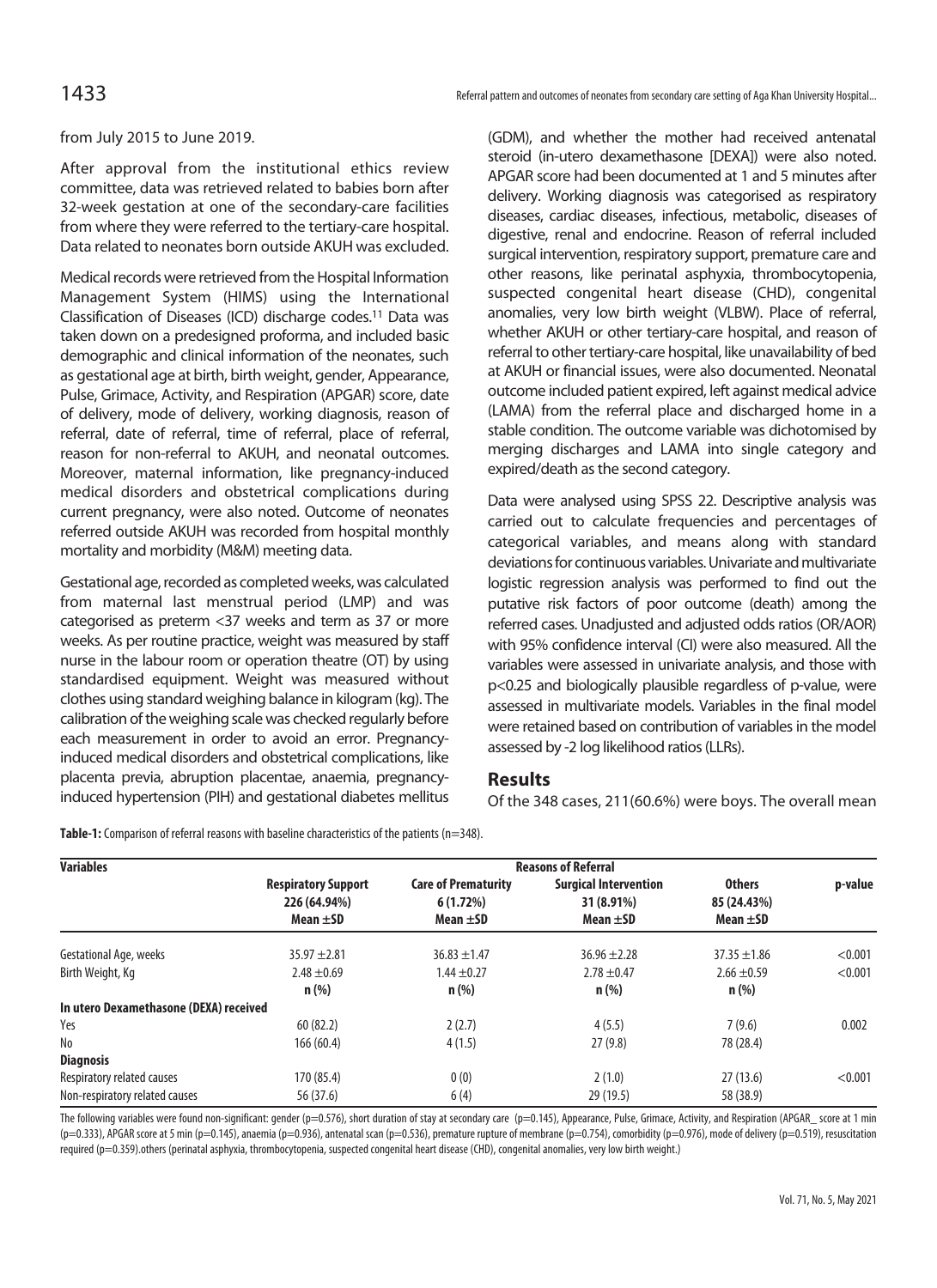from July 2015 to June 2019.

After approval from the institutional ethics review committee, data was retrieved related to babies born after 32-week gestation at one of the secondary-care facilities from where they were referred to the tertiary-care hospital. Data related to neonates born outside AKUH was excluded.

Medical records were retrieved from the Hospital Information Management System (HIMS) using the International Classification of Diseases (ICD) discharge codes.[11] Data was taken down on a predesigned proforma, and included basic demographic and clinical information of the neonates, such as gestational age at birth, birth weight, gender, Appearance, Pulse, Grimace, Activity, and Respiration (APGAR) score, date of delivery, mode of delivery, working diagnosis, reason of referral, date of referral, time of referral, place of referral, reason for non-referral to AKUH, and neonatal outcomes. Moreover, maternal information, like pregnancy-induced medical disorders and obstetrical complications during current pregnancy, were also noted. Outcome of neonates referred outside AKUH was recorded from hospital monthly mortality and morbidity (M&M) meeting data.

Gestational age, recorded as completed weeks, was calculated from maternal last menstrual period (LMP) and was categorised as preterm <37 weeks and term as 37 or more weeks. As per routine practice, weight was measured by staff nurse in the labour room or operation theatre (OT) by using standardised equipment. Weight was measured without clothes using standard weighing balance in kilogram (kg). The calibration of the weighing scale was checked regularly before each measurement in order to avoid an error. Pregnancy-induced medical disorders and obstetrical complications, like placenta previa, abruption placentae, anaemia, pregnancy-induced hypertension (PIH) and gestational diabetes mellitus (GDM), and whether the mother had received antenatal steroid (in-utero dexamethasone [DEXA]) were also noted. APGAR score had been documented at 1 and 5 minutes after delivery. Working diagnosis was categorised as respiratory diseases, cardiac diseases, infectious, metabolic, diseases of digestive, renal and endocrine. Reason of referral included surgical intervention, respiratory support, premature care and other reasons, like perinatal asphyxia, thrombocytopenia, suspected congenital heart disease (CHD), congenital anomalies, very low birth weight (VLBW). Place of referral, whether AKUH or other tertiary-care hospital, and reason of referral to other tertiary-care hospital, like unavailability of bed at AKUH or financial issues, were also documented. Neonatal outcome included patient expired, left against medical advice (LAMA) from the referral place and discharged home in a stable condition. The outcome variable was dichotomised by merging discharges and LAMA into single category and expired/death as the second category.

Data were analysed using SPSS 22. Descriptive analysis was carried out to calculate frequencies and percentages of categorical variables, and means along with standard deviations for continuous variables. Univariate and multivariate logistic regression analysis was performed to find out the putative risk factors of poor outcome (death) among the referred cases. Unadjusted and adjusted odds ratios (OR/AOR) with 95% confidence interval (CI) were also measured. All the variables were assessed in univariate analysis, and those with p<0.25 and biologically plausible regardless of p-value, were assessed in multivariate models. Variables in the final model were retained based on contribution of variables in the model assessed by -2 log likelihood ratios (LLRs).

## Results

Of the 348 cases, 211(60.6%) were boys. The overall mean

**Table-1:** Comparison of referral reasons with baseline characteristics of the patients (n=348).

| Variables | Reasons of Referral | | | | |
|---|---|---|---|---|---|
| | Respiratory Support 226 (64.94%) Mean ±SD | Care of Prematurity 6 (1.72%) Mean ±SD | Surgical Intervention 31 (8.91%) Mean ±SD | Others 85 (24.43%) Mean ±SD | p-value |
| Gestational Age, weeks | 35.97 ±2.81 | 36.83 ±1.47 | 36.96 ±2.28 | 37.35 ±1.86 | <0.001 |
| Birth Weight, Kg | 2.48 ±0.69 | 1.44 ±0.27 | 2.78 ±0.47 | 2.66 ±0.59 | <0.001 |
| | n (%) | n (%) | n (%) | n (%) | |
| **In utero Dexamethasone (DEXA) received** | | | | | |
| Yes | 60 (82.2) | 2 (2.7) | 4 (5.5) | 7 (9.6) | 0.002 |
| No | 166 (60.4) | 4 (1.5) | 27 (9.8) | 78 (28.4) | |
| **Diagnosis** | | | | | |
| Respiratory related causes | 170 (85.4) | 0 (0) | 2 (1.0) | 27 (13.6) | <0.001 |
| Non-respiratory related causes | 56 (37.6) | 6 (4) | 29 (19.5) | 58 (38.9) | |

The following variables were found non-significant: gender (p=0.576), short duration of stay at secondary care (p=0.145), Appearance, Pulse, Grimace, Activity, and Respiration (APGAR_ score at 1 min (p=0.333), APGAR score at 5 min (p=0.145), anaemia (p=0.936), antenatal scan (p=0.536), premature rupture of membrane (p=0.754), comorbidity (p=0.976), mode of delivery (p=0.519), resuscitation required (p=0.359).others (perinatal asphyxia, thrombocytopenia, suspected congenital heart disease (CHD), congenital anomalies, very low birth weight.)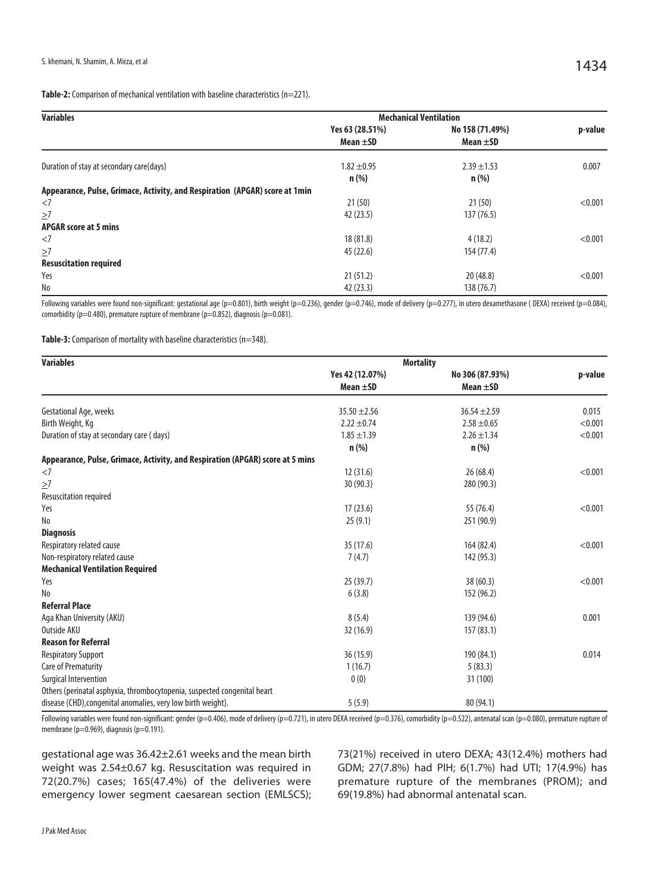**Table-2:** Comparison of mechanical ventilation with baseline characteristics (n=221).

| Variables | Mechanical Ventilation | | |
|---|---|---|---|
| | Yes 63 (28.51%) Mean ±SD | No 158 (71.49%) Mean ±SD | p-value |
| Duration of stay at secondary care(days) | 1.82 ±0.95 | 2.39 ±1.53 | 0.007 |
| | n (%) | n (%) | |
| **Appearance, Pulse, Grimace, Activity, and Respiration (APGAR) score at 1min** | | | |
| <7 | 21 (50) | 21 (50) | <0.001 |
| ≥7 | 42 (23.5) | 137 (76.5) | |
| **APGAR score at 5 mins** | | | |
| <7 | 18 (81.8) | 4 (18.2) | <0.001 |
| ≥7 | 45 (22.6) | 154 (77.4) | |
| **Resuscitation required** | | | |
| Yes | 21 (51.2) | 20 (48.8) | <0.001 |
| No | 42 (23.3) | 138 (76.7) | |

Following variables were found non-significant: gestational age (p=0.801), birth weight (p=0.236), gender (p=0.746), mode of delivery (p=0.277), in utero dexamethasone ( DEXA) received (p=0.084), comorbidity (p=0.480), premature rupture of membrane (p=0.852), diagnosis (p=0.081).

**Table-3:** Comparison of mortality with baseline characteristics (n=348).

| Variables | Mortality | | |
|---|---|---|---|
| | Yes 42 (12.07%) Mean ±SD | No 306 (87.93%) Mean ±SD | p-value |
| Gestational Age, weeks | 35.50 ±2.56 | 36.54 ±2.59 | 0.015 |
| Birth Weight, Kg | 2.22 ±0.74 | 2.58 ±0.65 | <0.001 |
| Duration of stay at secondary care ( days) | 1.85 ±1.39 | 2.26 ±1.34 | <0.001 |
| | n (%) | n (%) | |
| **Appearance, Pulse, Grimace, Activity, and Respiration (APGAR) score at 5 mins** | | | |
| <7 | 12 (31.6) | 26 (68.4) | <0.001 |
| ≥7 | 30 (90.3) | 280 (90.3) | |
| Resuscitation required | | | |
| Yes | 17 (23.6) | 55 (76.4) | <0.001 |
| No | 25 (9.1) | 251 (90.9) | |
| **Diagnosis** | | | |
| Respiratory related cause | 35 (17.6) | 164 (82.4) | <0.001 |
| Non-respiratory related cause | 7 (4.7) | 142 (95.3) | |
| **Mechanical Ventilation Required** | | | |
| Yes | 25 (39.7) | 38 (60.3) | <0.001 |
| No | 6 (3.8) | 152 (96.2) | |
| **Referral Place** | | | |
| Aga Khan University (AKU) | 8 (5.4) | 139 (94.6) | 0.001 |
| Outside AKU | 32 (16.9) | 157 (83.1) | |
| **Reason for Referral** | | | |
| Respiratory Support | 36 (15.9) | 190 (84.1) | 0.014 |
| Care of Prematurity | 1 (16.7) | 5 (83.3) | |
| Surgical Intervention | 0 (0) | 31 (100) | |
| Others (perinatal asphyxia, thrombocytopenia, suspected congenital heart disease (CHD),congenital anomalies, very low birth weight). | 5 (5.9) | 80 (94.1) | |

Following variables were found non-significant: gender (p=0.406), mode of delivery (p=0.721), in utero DEXA received (p=0.376), comorbidity (p=0.522), antenatal scan (p=0.080), premature rupture of membrane (p=0.969), diagnosis (p=0.191).

gestational age was 36.42±2.61 weeks and the mean birth weight was 2.54±0.67 kg. Resuscitation was required in 72(20.7%) cases; 165(47.4%) of the deliveries were emergency lower segment caesarean section (EMLSCS); 73(21%) received in utero DEXA; 43(12.4%) mothers had GDM; 27(7.8%) had PIH; 6(1.7%) had UTI; 17(4.9%) has premature rupture of the membranes (PROM); and 69(19.8%) had abnormal antenatal scan.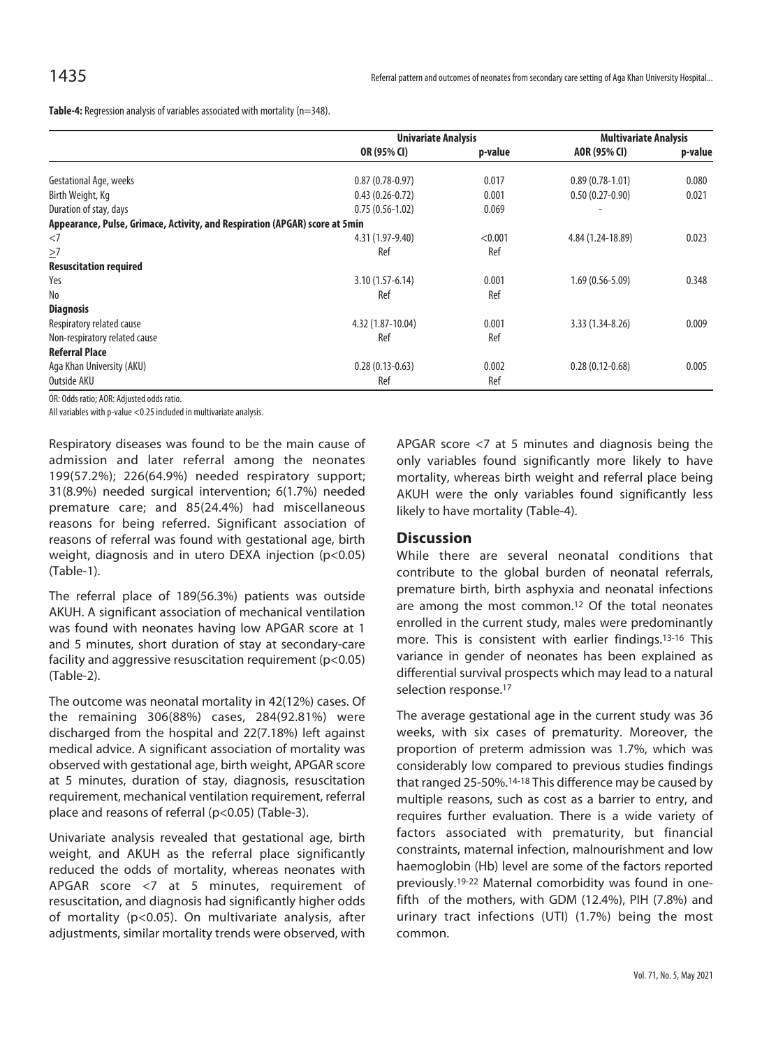**Table-4:** Regression analysis of variables associated with mortality (n=348).

| | Univariate Analysis | | Multivariate Analysis | |
|---|---|---|---|---|
| | OR (95% CI) | p-value | AOR (95% CI) | p-value |
| Gestational Age, weeks | 0.87 (0.78-0.97) | 0.017 | 0.89 (0.78-1.01) | 0.080 |
| Birth Weight, Kg | 0.43 (0.26-0.72) | 0.001 | 0.50 (0.27-0.90) | 0.021 |
| Duration of stay, days | 0.75 (0.56-1.02) | 0.069 | - | |
| **Appearance, Pulse, Grimace, Activity, and Respiration (APGAR) score at 5min** | | | | |
| <7 | 4.31 (1.97-9.40) | <0.001 | 4.84 (1.24-18.89) | 0.023 |
| ≥7 | Ref | Ref | | |
| **Resuscitation required** | | | | |
| Yes | 3.10 (1.57-6.14) | 0.001 | 1.69 (0.56-5.09) | 0.348 |
| No | Ref | Ref | | |
| **Diagnosis** | | | | |
| Respiratory related cause | 4.32 (1.87-10.04) | 0.001 | 3.33 (1.34-8.26) | 0.009 |
| Non-respiratory related cause | Ref | Ref | | |
| **Referral Place** | | | | |
| Aga Khan University (AKU) | 0.28 (0.13-0.63) | 0.002 | 0.28 (0.12-0.68) | 0.005 |
| Outside AKU | Ref | Ref | | |

OR: Odds ratio; AOR: Adjusted odds ratio.

All variables with p-value <0.25 included in multivariate analysis.

Respiratory diseases was found to be the main cause of admission and later referral among the neonates 199(57.2%); 226(64.9%) needed respiratory support; 31(8.9%) needed surgical intervention; 6(1.7%) needed premature care; and 85(24.4%) had miscellaneous reasons for being referred. Significant association of reasons of referral was found with gestational age, birth weight, diagnosis and in utero DEXA injection ($p<0.05$) (Table-1).

The referral place of 189(56.3%) patients was outside AKUH. A significant association of mechanical ventilation was found with neonates having low APGAR score at 1 and 5 minutes, short duration of stay at secondary-care facility and aggressive resuscitation requirement ($p<0.05$) (Table-2).

The outcome was neonatal mortality in 42(12%) cases. Of the remaining 306(88%) cases, 284(92.81%) were discharged from the hospital and 22(7.18%) left against medical advice. A significant association of mortality was observed with gestational age, birth weight, APGAR score at 5 minutes, duration of stay, diagnosis, resuscitation requirement, mechanical ventilation requirement, referral place and reasons of referral ($p<0.05$) (Table-3).

Univariate analysis revealed that gestational age, birth weight, and AKUH as the referral place significantly reduced the odds of mortality, whereas neonates with APGAR score <7 at 5 minutes, requirement of resuscitation, and diagnosis had significantly higher odds of mortality ($p<0.05$). On multivariate analysis, after adjustments, similar mortality trends were observed, with APGAR score <7 at 5 minutes and diagnosis being the only variables found significantly more likely to have mortality, whereas birth weight and referral place being AKUH were the only variables found significantly less likely to have mortality (Table-4).

## Discussion

While there are several neonatal conditions that contribute to the global burden of neonatal referrals, premature birth, birth asphyxia and neonatal infections are among the most common.[12] Of the total neonates enrolled in the current study, males were predominantly more. This is consistent with earlier findings.[13-16] This variance in gender of neonates has been explained as differential survival prospects which may lead to a natural selection response.[17]

The average gestational age in the current study was 36 weeks, with six cases of prematurity. Moreover, the proportion of preterm admission was 1.7%, which was considerably low compared to previous studies findings that ranged 25-50%.[14-18] This difference may be caused by multiple reasons, such as cost as a barrier to entry, and requires further evaluation. There is a wide variety of factors associated with prematurity, but financial constraints, maternal infection, malnourishment and low haemoglobin (Hb) level are some of the factors reported previously.[19-22] Maternal comorbidity was found in one-fifth of the mothers, with GDM (12.4%), PIH (7.8%) and urinary tract infections (UTI) (1.7%) being the most common.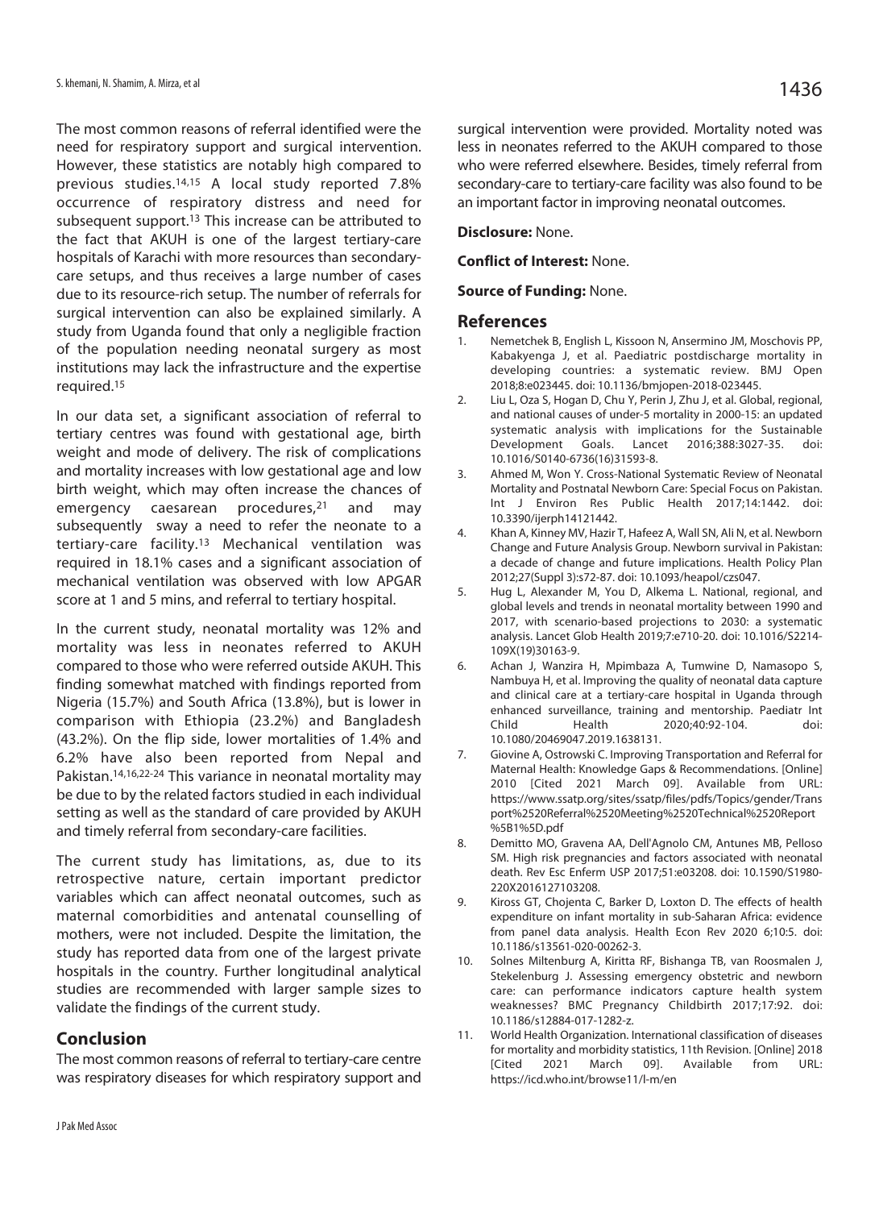The most common reasons of referral identified were the need for respiratory support and surgical intervention. However, these statistics are notably high compared to previous studies.[14,15] A local study reported 7.8% occurrence of respiratory distress and need for subsequent support.[13] This increase can be attributed to the fact that AKUH is one of the largest tertiary-care hospitals of Karachi with more resources than secondary-care setups, and thus receives a large number of cases due to its resource-rich setup. The number of referrals for surgical intervention can also be explained similarly. A study from Uganda found that only a negligible fraction of the population needing neonatal surgery as most institutions may lack the infrastructure and the expertise required.[15]

In our data set, a significant association of referral to tertiary centres was found with gestational age, birth weight and mode of delivery. The risk of complications and mortality increases with low gestational age and low birth weight, which may often increase the chances of emergency caesarean procedures,[21] and may subsequently sway a need to refer the neonate to a tertiary-care facility.[13] Mechanical ventilation was required in 18.1% cases and a significant association of mechanical ventilation was observed with low APGAR score at 1 and 5 mins, and referral to tertiary hospital.

In the current study, neonatal mortality was 12% and mortality was less in neonates referred to AKUH compared to those who were referred outside AKUH. This finding somewhat matched with findings reported from Nigeria (15.7%) and South Africa (13.8%), but is lower in comparison with Ethiopia (23.2%) and Bangladesh (43.2%). On the flip side, lower mortalities of 1.4% and 6.2% have also been reported from Nepal and Pakistan.[14,16,22-24] This variance in neonatal mortality may be due to by the related factors studied in each individual setting as well as the standard of care provided by AKUH and timely referral from secondary-care facilities.

The current study has limitations, as, due to its retrospective nature, certain important predictor variables which can affect neonatal outcomes, such as maternal comorbidities and antenatal counselling of mothers, were not included. Despite the limitation, the study has reported data from one of the largest private hospitals in the country. Further longitudinal analytical studies are recommended with larger sample sizes to validate the findings of the current study.

## Conclusion

The most common reasons of referral to tertiary-care centre was respiratory diseases for which respiratory support and surgical intervention were provided. Mortality noted was less in neonates referred to the AKUH compared to those who were referred elsewhere. Besides, timely referral from secondary-care to tertiary-care facility was also found to be an important factor in improving neonatal outcomes.

**Disclosure:** None.

**Conflict of Interest:** None.

**Source of Funding:** None.

## References

1. Nemetchek B, English L, Kissoon N, Ansermino JM, Moschovis PP, Kabakyenga J, et al. Paediatric postdischarge mortality in developing countries: a systematic review. BMJ Open 2018;8:e023445. doi: 10.1136/bmjopen-2018-023445.
2. Liu L, Oza S, Hogan D, Chu Y, Perin J, Zhu J, et al. Global, regional, and national causes of under-5 mortality in 2000-15: an updated systematic analysis with implications for the Sustainable Development Goals. Lancet 2016;388:3027-35. doi: 10.1016/S0140-6736(16)31593-8.
3. Ahmed M, Won Y. Cross-National Systematic Review of Neonatal Mortality and Postnatal Newborn Care: Special Focus on Pakistan. Int J Environ Res Public Health 2017;14:1442. doi: 10.3390/ijerph14121442.
4. Khan A, Kinney MV, Hazir T, Hafeez A, Wall SN, Ali N, et al. Newborn Change and Future Analysis Group. Newborn survival in Pakistan: a decade of change and future implications. Health Policy Plan 2012;27(Suppl 3):s72-87. doi: 10.1093/heapol/czs047.
5. Hug L, Alexander M, You D, Alkema L. National, regional, and global levels and trends in neonatal mortality between 1990 and 2017, with scenario-based projections to 2030: a systematic analysis. Lancet Glob Health 2019;7:e710-20. doi: 10.1016/S2214-109X(19)30163-9.
6. Achan J, Wanzira H, Mpimbaza A, Tumwine D, Namasopo S, Nambuya H, et al. Improving the quality of neonatal data capture and clinical care at a tertiary-care hospital in Uganda through enhanced surveillance, training and mentorship. Paediatr Int Child Health 2020;40:92-104. doi: 10.1080/20469047.2019.1638131.
7. Giovine A, Ostrowski C. Improving Transportation and Referral for Maternal Health: Knowledge Gaps & Recommendations. [Online] 2010 [Cited 2021 March 09]. Available from URL: https://www.ssatp.org/sites/ssatp/files/pdfs/Topics/gender/Transport%2520Referral%2520Meeting%2520Technical%2520Report%5B1%5D.pdf
8. Demitto MO, Gravena AA, Dell'Agnolo CM, Antunes MB, Pelloso SM. High risk pregnancies and factors associated with neonatal death. Rev Esc Enferm USP 2017;51:e03208. doi: 10.1590/S1980-220X2016127103208.
9. Kiross GT, Chojenta C, Barker D, Loxton D. The effects of health expenditure on infant mortality in sub-Saharan Africa: evidence from panel data analysis. Health Econ Rev 2020 6;10:5. doi: 10.1186/s13561-020-00262-3.
10. Solnes Miltenburg A, Kiritta RF, Bishanga TB, van Roosmalen J, Stekelenburg J. Assessing emergency obstetric and newborn care: can performance indicators capture health system weaknesses? BMC Pregnancy Childbirth 2017;17:92. doi: 10.1186/s12884-017-1282-z.
11. World Health Organization. International classification of diseases for mortality and morbidity statistics, 11th Revision. [Online] 2018 [Cited 2021 March 09]. Available from URL: https://icd.who.int/browse11/l-m/en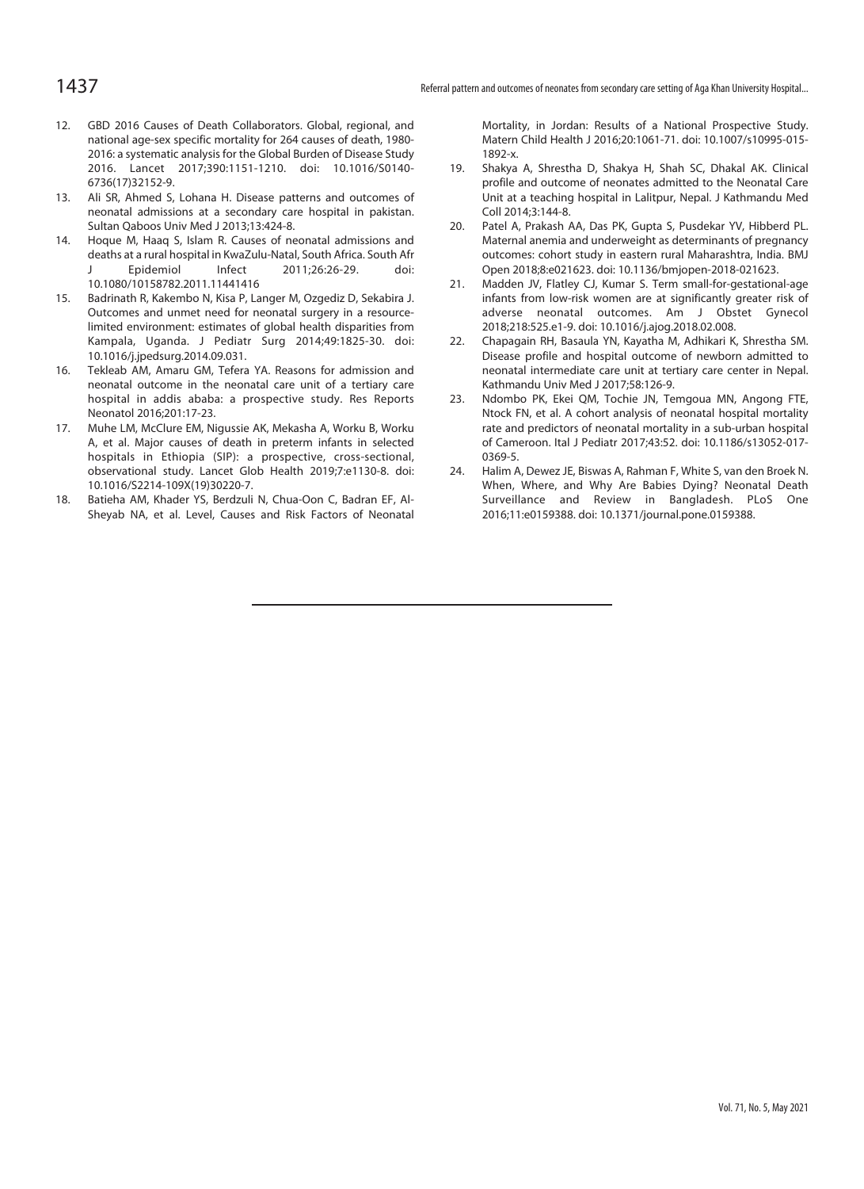12. GBD 2016 Causes of Death Collaborators. Global, regional, and national age-sex specific mortality for 264 causes of death, 1980-2016: a systematic analysis for the Global Burden of Disease Study 2016. Lancet 2017;390:1151-1210. doi: 10.1016/S0140-6736(17)32152-9.
13. Ali SR, Ahmed S, Lohana H. Disease patterns and outcomes of neonatal admissions at a secondary care hospital in pakistan. Sultan Qaboos Univ Med J 2013;13:424-8.
14. Hoque M, Haaq S, Islam R. Causes of neonatal admissions and deaths at a rural hospital in KwaZulu-Natal, South Africa. South Afr J Epidemiol Infect 2011;26:26-29. doi: 10.1080/10158782.2011.11441416
15. Badrinath R, Kakembo N, Kisa P, Langer M, Ozgediz D, Sekabira J. Outcomes and unmet need for neonatal surgery in a resource-limited environment: estimates of global health disparities from Kampala, Uganda. J Pediatr Surg 2014;49:1825-30. doi: 10.1016/j.jpedsurg.2014.09.031.
16. Tekleab AM, Amaru GM, Tefera YA. Reasons for admission and neonatal outcome in the neonatal care unit of a tertiary care hospital in addis ababa: a prospective study. Res Reports Neonatol 2016;201:17-23.
17. Muhe LM, McClure EM, Nigussie AK, Mekasha A, Worku B, Worku A, et al. Major causes of death in preterm infants in selected hospitals in Ethiopia (SIP): a prospective, cross-sectional, observational study. Lancet Glob Health 2019;7:e1130-8. doi: 10.1016/S2214-109X(19)30220-7.
18. Batieha AM, Khader YS, Berdzuli N, Chua-Oon C, Badran EF, Al-Sheyab NA, et al. Level, Causes and Risk Factors of Neonatal Mortality, in Jordan: Results of a National Prospective Study. Matern Child Health J 2016;20:1061-71. doi: 10.1007/s10995-015-1892-x.
19. Shakya A, Shrestha D, Shakya H, Shah SC, Dhakal AK. Clinical profile and outcome of neonates admitted to the Neonatal Care Unit at a teaching hospital in Lalitpur, Nepal. J Kathmandu Med Coll 2014;3:144-8.
20. Patel A, Prakash AA, Das PK, Gupta S, Pusdekar YV, Hibberd PL. Maternal anemia and underweight as determinants of pregnancy outcomes: cohort study in eastern rural Maharashtra, India. BMJ Open 2018;8:e021623. doi: 10.1136/bmjopen-2018-021623.
21. Madden JV, Flatley CJ, Kumar S. Term small-for-gestational-age infants from low-risk women are at significantly greater risk of adverse neonatal outcomes. Am J Obstet Gynecol 2018;218:525.e1-9. doi: 10.1016/j.ajog.2018.02.008.
22. Chapagain RH, Basaula YN, Kayatha M, Adhikari K, Shrestha SM. Disease profile and hospital outcome of newborn admitted to neonatal intermediate care unit at tertiary care center in Nepal. Kathmandu Univ Med J 2017;58:126-9.
23. Ndombo PK, Ekei QM, Tochie JN, Temgoua MN, Angong FTE, Ntock FN, et al. A cohort analysis of neonatal hospital mortality rate and predictors of neonatal mortality in a sub-urban hospital of Cameroon. Ital J Pediatr 2017;43:52. doi: 10.1186/s13052-017-0369-5.
24. Halim A, Dewez JE, Biswas A, Rahman F, White S, van den Broek N. When, Where, and Why Are Babies Dying? Neonatal Death Surveillance and Review in Bangladesh. PLoS One 2016;11:e0159388. doi: 10.1371/journal.pone.0159388.